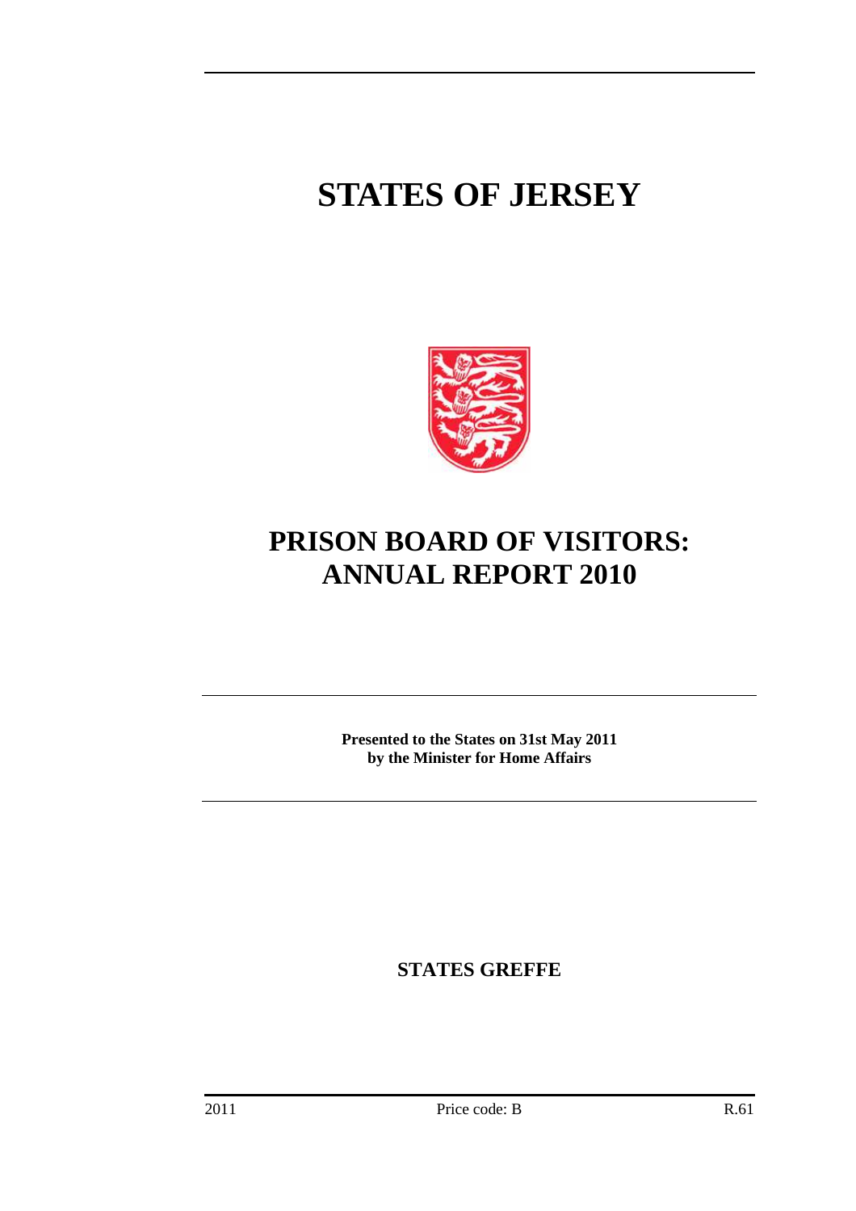# STATES OF JERSEY

# PRISON BOARD OF VISITORS: ANNUAL REPORT 2010

**Presented to the States on 31st May 2011 by the Minister for Home Affairs**

**STATES GREFFE**

2011 Price code: B R.61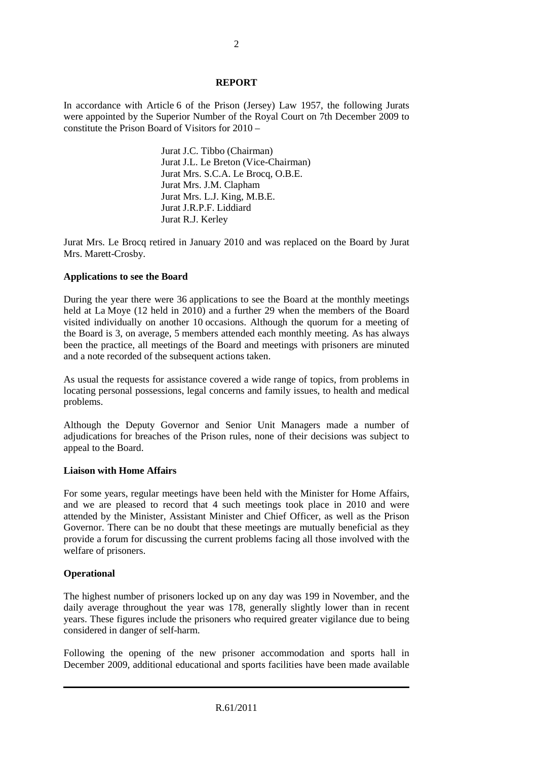## REPORT

In accordance with Article 6 of the Prison (Jersey) Law 1957, the following Jurats were appointed by the Superior Number of the Royal Court on 7th December 2009 to constitute the Prison Board of Visitors for 2010 –

Jurat J.C. Tibbo (Chairman)
Jurat J.L. Le Breton (Vice-Chairman)
Jurat Mrs. S.C.A. Le Brocq, O.B.E.
Jurat Mrs. J.M. Clapham
Jurat Mrs. L.J. King, M.B.E.
Jurat J.R.P.F. Liddiard
Jurat R.J. Kerley

Jurat Mrs. Le Brocq retired in January 2010 and was replaced on the Board by Jurat Mrs. Marett-Crosby.

**Applications to see the Board**

During the year there were 36 applications to see the Board at the monthly meetings held at La Moye (12 held in 2010) and a further 29 when the members of the Board visited individually on another 10 occasions. Although the quorum for a meeting of the Board is 3, on average, 5 members attended each monthly meeting. As has always been the practice, all meetings of the Board and meetings with prisoners are minuted and a note recorded of the subsequent actions taken.

As usual the requests for assistance covered a wide range of topics, from problems in locating personal possessions, legal concerns and family issues, to health and medical problems.

Although the Deputy Governor and Senior Unit Managers made a number of adjudications for breaches of the Prison rules, none of their decisions was subject to appeal to the Board.

**Liaison with Home Affairs**

For some years, regular meetings have been held with the Minister for Home Affairs, and we are pleased to record that 4 such meetings took place in 2010 and were attended by the Minister, Assistant Minister and Chief Officer, as well as the Prison Governor. There can be no doubt that these meetings are mutually beneficial as they provide a forum for discussing the current problems facing all those involved with the welfare of prisoners.

**Operational**

The highest number of prisoners locked up on any day was 199 in November, and the daily average throughout the year was 178, generally slightly lower than in recent years. These figures include the prisoners who required greater vigilance due to being considered in danger of self-harm.

Following the opening of the new prisoner accommodation and sports hall in December 2009, additional educational and sports facilities have been made available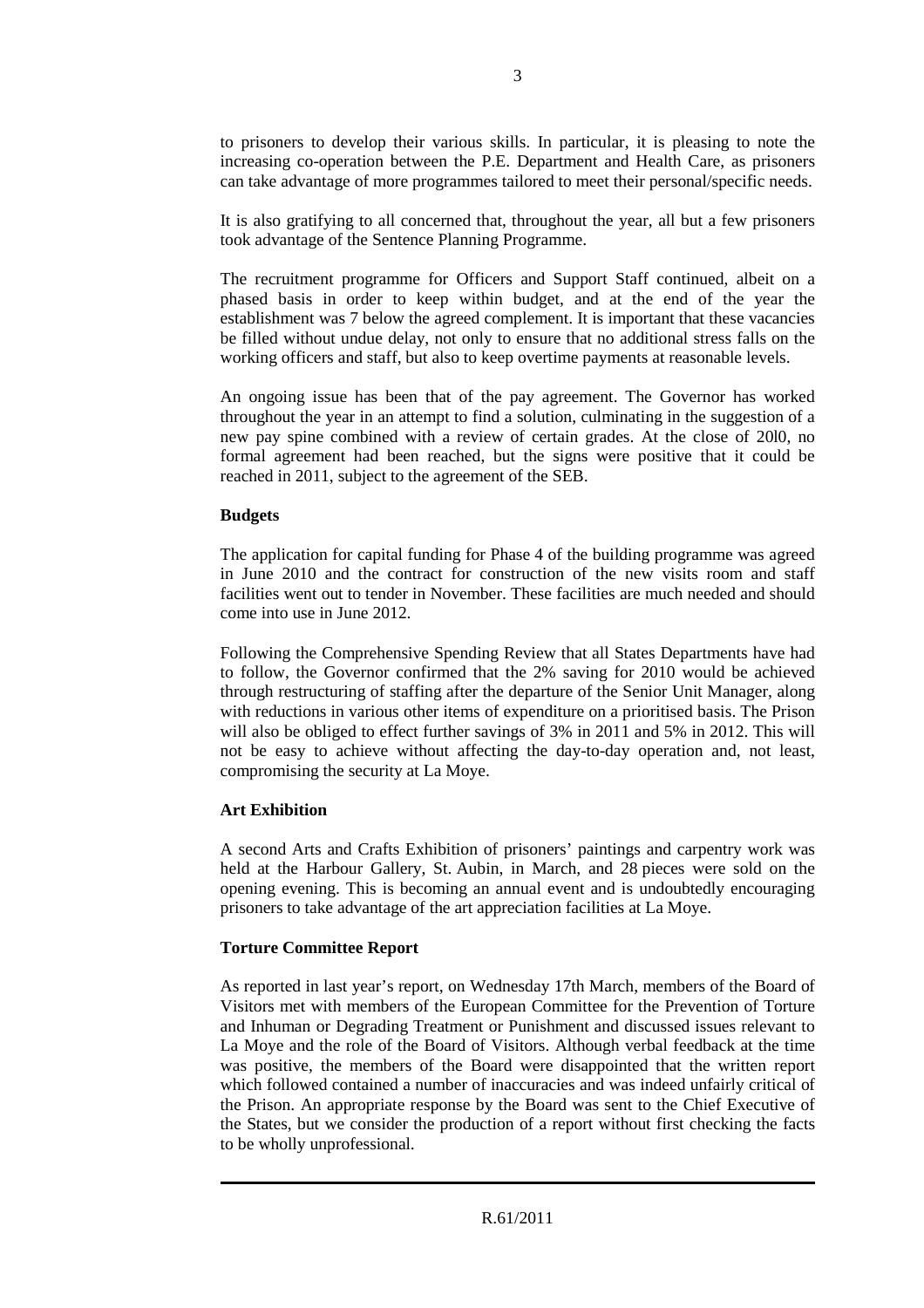to prisoners to develop their various skills. In particular, it is pleasing to note the increasing co-operation between the P.E. Department and Health Care, as prisoners can take advantage of more programmes tailored to meet their personal/specific needs.

It is also gratifying to all concerned that, throughout the year, all but a few prisoners took advantage of the Sentence Planning Programme.

The recruitment programme for Officers and Support Staff continued, albeit on a phased basis in order to keep within budget, and at the end of the year the establishment was 7 below the agreed complement. It is important that these vacancies be filled without undue delay, not only to ensure that no additional stress falls on the working officers and staff, but also to keep overtime payments at reasonable levels.

An ongoing issue has been that of the pay agreement. The Governor has worked throughout the year in an attempt to find a solution, culminating in the suggestion of a new pay spine combined with a review of certain grades. At the close of 20l0, no formal agreement had been reached, but the signs were positive that it could be reached in 2011, subject to the agreement of the SEB.

**Budgets**

The application for capital funding for Phase 4 of the building programme was agreed in June 2010 and the contract for construction of the new visits room and staff facilities went out to tender in November. These facilities are much needed and should come into use in June 2012.

Following the Comprehensive Spending Review that all States Departments have had to follow, the Governor confirmed that the 2% saving for 2010 would be achieved through restructuring of staffing after the departure of the Senior Unit Manager, along with reductions in various other items of expenditure on a prioritised basis. The Prison will also be obliged to effect further savings of 3% in 2011 and 5% in 2012. This will not be easy to achieve without affecting the day-to-day operation and, not least, compromising the security at La Moye.

**Art Exhibition**

A second Arts and Crafts Exhibition of prisoners' paintings and carpentry work was held at the Harbour Gallery, St. Aubin, in March, and 28 pieces were sold on the opening evening. This is becoming an annual event and is undoubtedly encouraging prisoners to take advantage of the art appreciation facilities at La Moye.

**Torture Committee Report**

As reported in last year's report, on Wednesday 17th March, members of the Board of Visitors met with members of the European Committee for the Prevention of Torture and Inhuman or Degrading Treatment or Punishment and discussed issues relevant to La Moye and the role of the Board of Visitors. Although verbal feedback at the time was positive, the members of the Board were disappointed that the written report which followed contained a number of inaccuracies and was indeed unfairly critical of the Prison. An appropriate response by the Board was sent to the Chief Executive of the States, but we consider the production of a report without first checking the facts to be wholly unprofessional.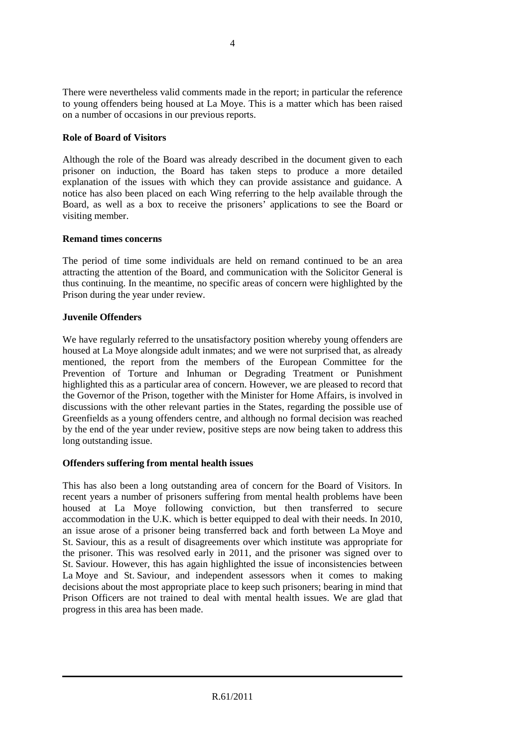There were nevertheless valid comments made in the report; in particular the reference to young offenders being housed at La Moye. This is a matter which has been raised on a number of occasions in our previous reports.

**Role of Board of Visitors**

Although the role of the Board was already described in the document given to each prisoner on induction, the Board has taken steps to produce a more detailed explanation of the issues with which they can provide assistance and guidance. A notice has also been placed on each Wing referring to the help available through the Board, as well as a box to receive the prisoners' applications to see the Board or visiting member.

**Remand times concerns**

The period of time some individuals are held on remand continued to be an area attracting the attention of the Board, and communication with the Solicitor General is thus continuing. In the meantime, no specific areas of concern were highlighted by the Prison during the year under review.

**Juvenile Offenders**

We have regularly referred to the unsatisfactory position whereby young offenders are housed at La Moye alongside adult inmates; and we were not surprised that, as already mentioned, the report from the members of the European Committee for the Prevention of Torture and Inhuman or Degrading Treatment or Punishment highlighted this as a particular area of concern. However, we are pleased to record that the Governor of the Prison, together with the Minister for Home Affairs, is involved in discussions with the other relevant parties in the States, regarding the possible use of Greenfields as a young offenders centre, and although no formal decision was reached by the end of the year under review, positive steps are now being taken to address this long outstanding issue.

**Offenders suffering from mental health issues**

This has also been a long outstanding area of concern for the Board of Visitors. In recent years a number of prisoners suffering from mental health problems have been housed at La Moye following conviction, but then transferred to secure accommodation in the U.K. which is better equipped to deal with their needs. In 2010, an issue arose of a prisoner being transferred back and forth between La Moye and St. Saviour, this as a result of disagreements over which institute was appropriate for the prisoner. This was resolved early in 2011, and the prisoner was signed over to St. Saviour. However, this has again highlighted the issue of inconsistencies between La Moye and St. Saviour, and independent assessors when it comes to making decisions about the most appropriate place to keep such prisoners; bearing in mind that Prison Officers are not trained to deal with mental health issues. We are glad that progress in this area has been made.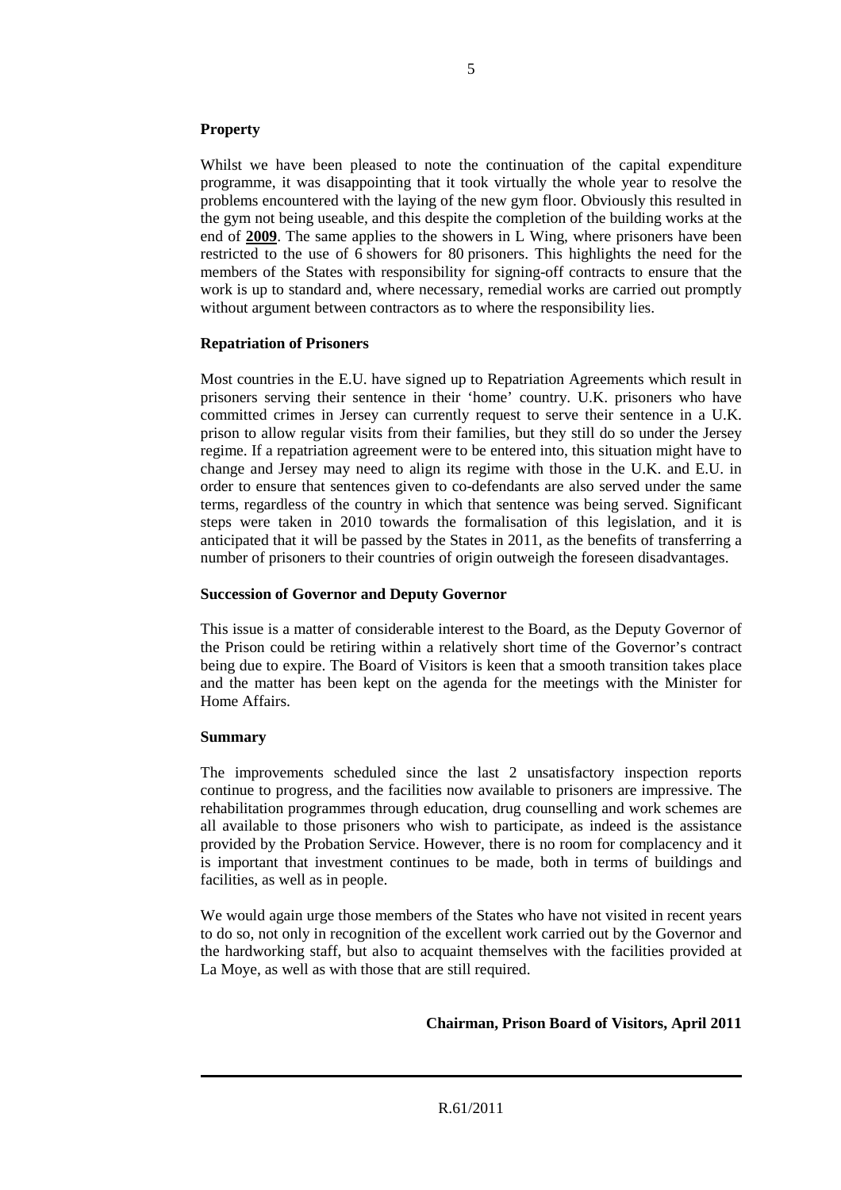**Property**

Whilst we have been pleased to note the continuation of the capital expenditure programme, it was disappointing that it took virtually the whole year to resolve the problems encountered with the laying of the new gym floor. Obviously this resulted in the gym not being useable, and this despite the completion of the building works at the end of **2009**. The same applies to the showers in L Wing, where prisoners have been restricted to the use of 6 showers for 80 prisoners. This highlights the need for the members of the States with responsibility for signing-off contracts to ensure that the work is up to standard and, where necessary, remedial works are carried out promptly without argument between contractors as to where the responsibility lies.

**Repatriation of Prisoners**

Most countries in the E.U. have signed up to Repatriation Agreements which result in prisoners serving their sentence in their 'home' country. U.K. prisoners who have committed crimes in Jersey can currently request to serve their sentence in a U.K. prison to allow regular visits from their families, but they still do so under the Jersey regime. If a repatriation agreement were to be entered into, this situation might have to change and Jersey may need to align its regime with those in the U.K. and E.U. in order to ensure that sentences given to co-defendants are also served under the same terms, regardless of the country in which that sentence was being served. Significant steps were taken in 2010 towards the formalisation of this legislation, and it is anticipated that it will be passed by the States in 2011, as the benefits of transferring a number of prisoners to their countries of origin outweigh the foreseen disadvantages.

**Succession of Governor and Deputy Governor**

This issue is a matter of considerable interest to the Board, as the Deputy Governor of the Prison could be retiring within a relatively short time of the Governor's contract being due to expire. The Board of Visitors is keen that a smooth transition takes place and the matter has been kept on the agenda for the meetings with the Minister for Home Affairs.

**Summary**

The improvements scheduled since the last 2 unsatisfactory inspection reports continue to progress, and the facilities now available to prisoners are impressive. The rehabilitation programmes through education, drug counselling and work schemes are all available to those prisoners who wish to participate, as indeed is the assistance provided by the Probation Service. However, there is no room for complacency and it is important that investment continues to be made, both in terms of buildings and facilities, as well as in people.

We would again urge those members of the States who have not visited in recent years to do so, not only in recognition of the excellent work carried out by the Governor and the hardworking staff, but also to acquaint themselves with the facilities provided at La Moye, as well as with those that are still required.

**Chairman, Prison Board of Visitors, April 2011**